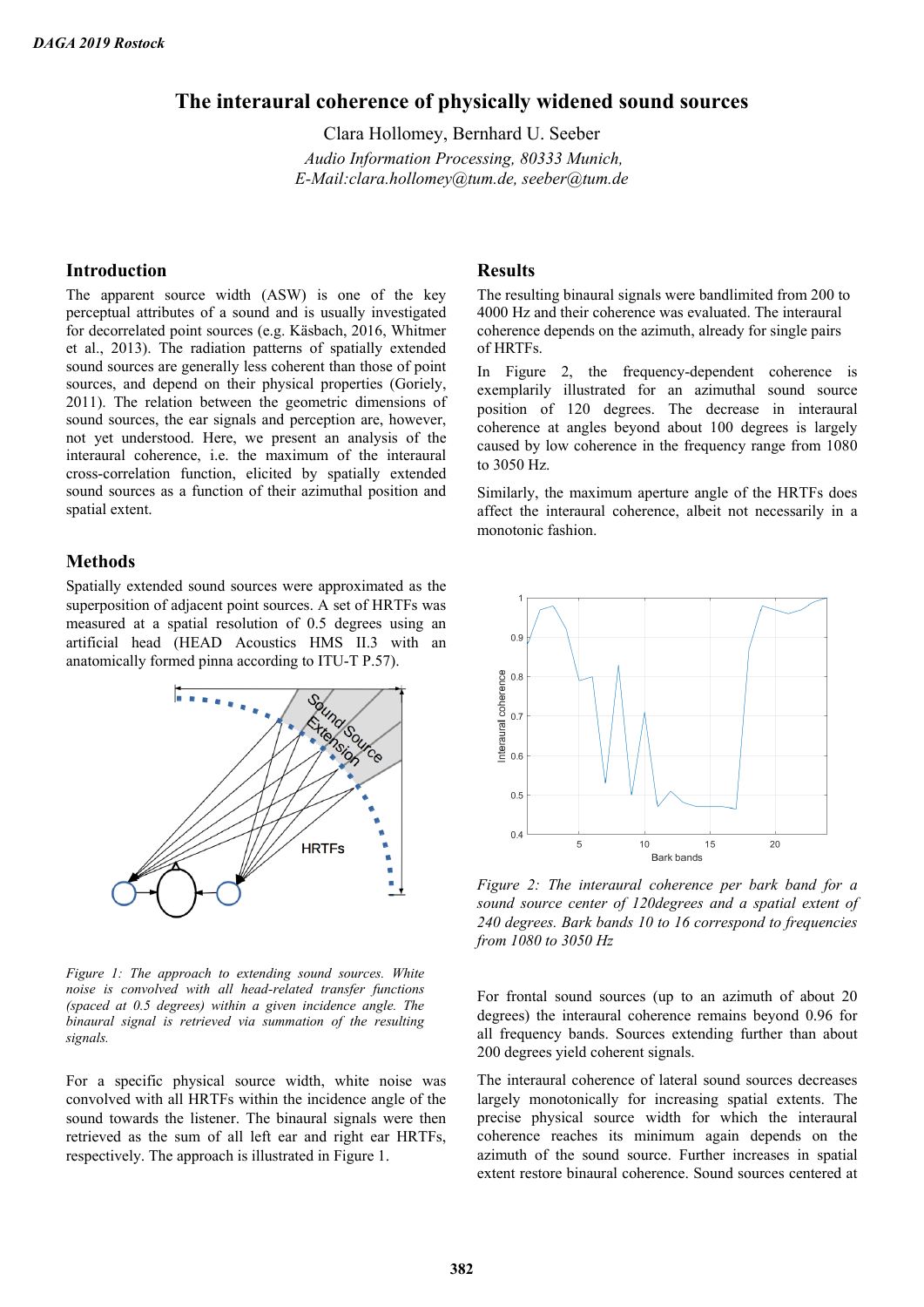# The interaural coherence of physically widened sound sources

Clara Hollomey, Bernhard U. Seeber

*Audio Information Processing, 80333 Munich,*
*E-Mail:clara.hollomey@tum.de, seeber@tum.de*

## Introduction

The apparent source width (ASW) is one of the key perceptual attributes of a sound and is usually investigated for decorrelated point sources (e.g. Käsbach, 2016, Whitmer et al., 2013). The radiation patterns of spatially extended sound sources are generally less coherent than those of point sources, and depend on their physical properties (Goriely, 2011). The relation between the geometric dimensions of sound sources, the ear signals and perception are, however, not yet understood. Here, we present an analysis of the interaural coherence, i.e. the maximum of the interaural cross-correlation function, elicited by spatially extended sound sources as a function of their azimuthal position and spatial extent.

## Methods

Spatially extended sound sources were approximated as the superposition of adjacent point sources. A set of HRTFs was measured at a spatial resolution of 0.5 degrees using an artificial head (HEAD Acoustics HMS II.3 with an anatomically formed pinna according to ITU-T P.57).

*Figure 1: The approach to extending sound sources. White noise is convolved with all head-related transfer functions (spaced at 0.5 degrees) within a given incidence angle. The binaural signal is retrieved via summation of the resulting signals.*

For a specific physical source width, white noise was convolved with all HRTFs within the incidence angle of the sound towards the listener. The binaural signals were then retrieved as the sum of all left ear and right ear HRTFs, respectively. The approach is illustrated in Figure 1.

## Results

The resulting binaural signals were bandlimited from 200 to 4000 Hz and their coherence was evaluated. The interaural coherence depends on the azimuth, already for single pairs of HRTFs.

In Figure 2, the frequency-dependent coherence is exemplarily illustrated for an azimuthal sound source position of 120 degrees. The decrease in interaural coherence at angles beyond about 100 degrees is largely caused by low coherence in the frequency range from 1080 to 3050 Hz.

Similarly, the maximum aperture angle of the HRTFs does affect the interaural coherence, albeit not necessarily in a monotonic fashion.

*Figure 2: The interaural coherence per bark band for a sound source center of 120degrees and a spatial extent of 240 degrees. Bark bands 10 to 16 correspond to frequencies from 1080 to 3050 Hz*

For frontal sound sources (up to an azimuth of about 20 degrees) the interaural coherence remains beyond 0.96 for all frequency bands. Sources extending further than about 200 degrees yield coherent signals.

The interaural coherence of lateral sound sources decreases largely monotonically for increasing spatial extents. The precise physical source width for which the interaural coherence reaches its minimum again depends on the azimuth of the sound source. Further increases in spatial extent restore binaural coherence. Sound sources centered at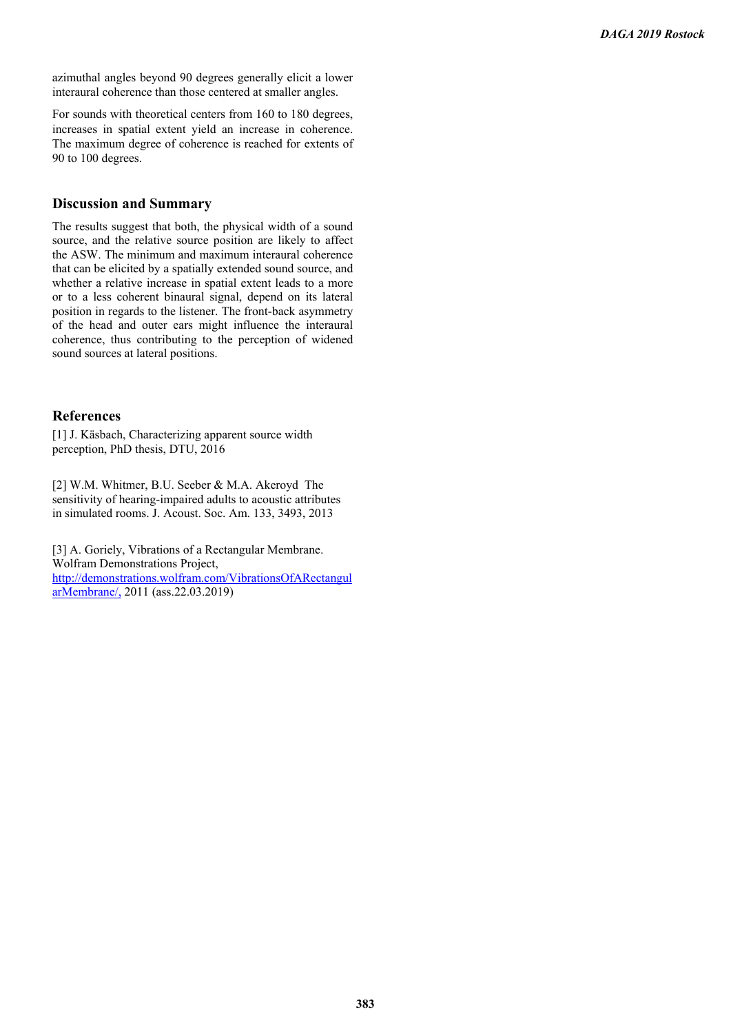azimuthal angles beyond 90 degrees generally elicit a lower interaural coherence than those centered at smaller angles.

For sounds with theoretical centers from 160 to 180 degrees, increases in spatial extent yield an increase in coherence. The maximum degree of coherence is reached for extents of 90 to 100 degrees.

## Discussion and Summary

The results suggest that both, the physical width of a sound source, and the relative source position are likely to affect the ASW. The minimum and maximum interaural coherence that can be elicited by a spatially extended sound source, and whether a relative increase in spatial extent leads to a more or to a less coherent binaural signal, depend on its lateral position in regards to the listener. The front-back asymmetry of the head and outer ears might influence the interaural coherence, thus contributing to the perception of widened sound sources at lateral positions.

## References

[1] J. Käsbach, Characterizing apparent source width perception, PhD thesis, DTU, 2016

[2] W.M. Whitmer, B.U. Seeber & M.A. Akeroyd The sensitivity of hearing-impaired adults to acoustic attributes in simulated rooms. J. Acoust. Soc. Am. 133, 3493, 2013

[3] A. Goriely, Vibrations of a Rectangular Membrane. Wolfram Demonstrations Project, http://demonstrations.wolfram.com/VibrationsOfARectangularMembrane/, 2011 (ass.22.03.2019)